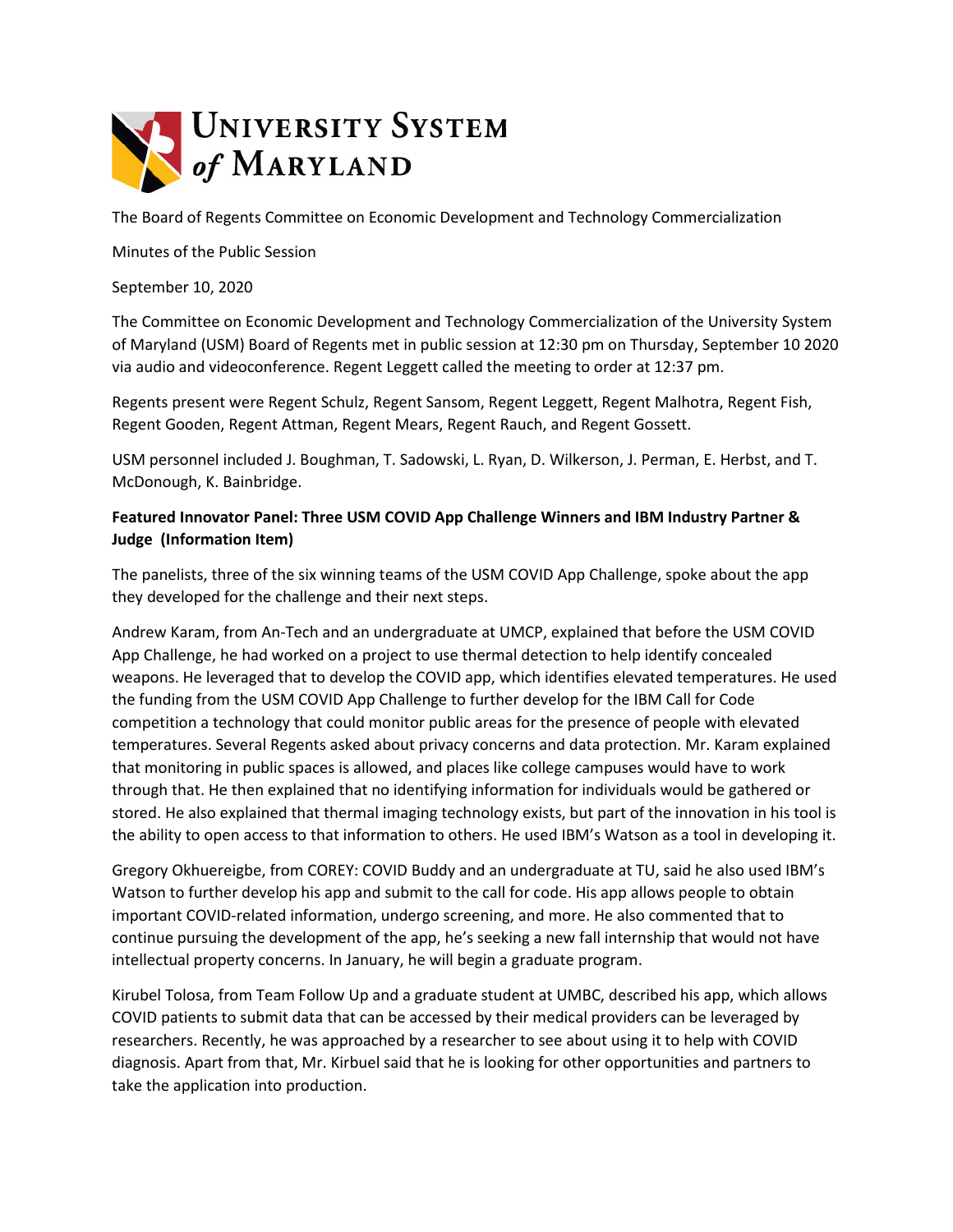# University System of Maryland

The Board of Regents Committee on Economic Development and Technology Commercialization

Minutes of the Public Session

September 10, 2020

The Committee on Economic Development and Technology Commercialization of the University System of Maryland (USM) Board of Regents met in public session at 12:30 pm on Thursday, September 10 2020 via audio and videoconference. Regent Leggett called the meeting to order at 12:37 pm.

Regents present were Regent Schulz, Regent Sansom, Regent Leggett, Regent Malhotra, Regent Fish, Regent Gooden, Regent Attman, Regent Mears, Regent Rauch, and Regent Gossett.

USM personnel included J. Boughman, T. Sadowski, L. Ryan, D. Wilkerson, J. Perman, E. Herbst, and T. McDonough, K. Bainbridge.

**Featured Innovator Panel: Three USM COVID App Challenge Winners and IBM Industry Partner & Judge (Information Item)**

The panelists, three of the six winning teams of the USM COVID App Challenge, spoke about the app they developed for the challenge and their next steps.

Andrew Karam, from An-Tech and an undergraduate at UMCP, explained that before the USM COVID App Challenge, he had worked on a project to use thermal detection to help identify concealed weapons. He leveraged that to develop the COVID app, which identifies elevated temperatures. He used the funding from the USM COVID App Challenge to further develop for the IBM Call for Code competition a technology that could monitor public areas for the presence of people with elevated temperatures. Several Regents asked about privacy concerns and data protection. Mr. Karam explained that monitoring in public spaces is allowed, and places like college campuses would have to work through that. He then explained that no identifying information for individuals would be gathered or stored. He also explained that thermal imaging technology exists, but part of the innovation in his tool is the ability to open access to that information to others. He used IBM's Watson as a tool in developing it.

Gregory Okhuereigbe, from COREY: COVID Buddy and an undergraduate at TU, said he also used IBM's Watson to further develop his app and submit to the call for code. His app allows people to obtain important COVID-related information, undergo screening, and more. He also commented that to continue pursuing the development of the app, he's seeking a new fall internship that would not have intellectual property concerns. In January, he will begin a graduate program.

Kirubel Tolosa, from Team Follow Up and a graduate student at UMBC, described his app, which allows COVID patients to submit data that can be accessed by their medical providers can be leveraged by researchers. Recently, he was approached by a researcher to see about using it to help with COVID diagnosis. Apart from that, Mr. Kirbuel said that he is looking for other opportunities and partners to take the application into production.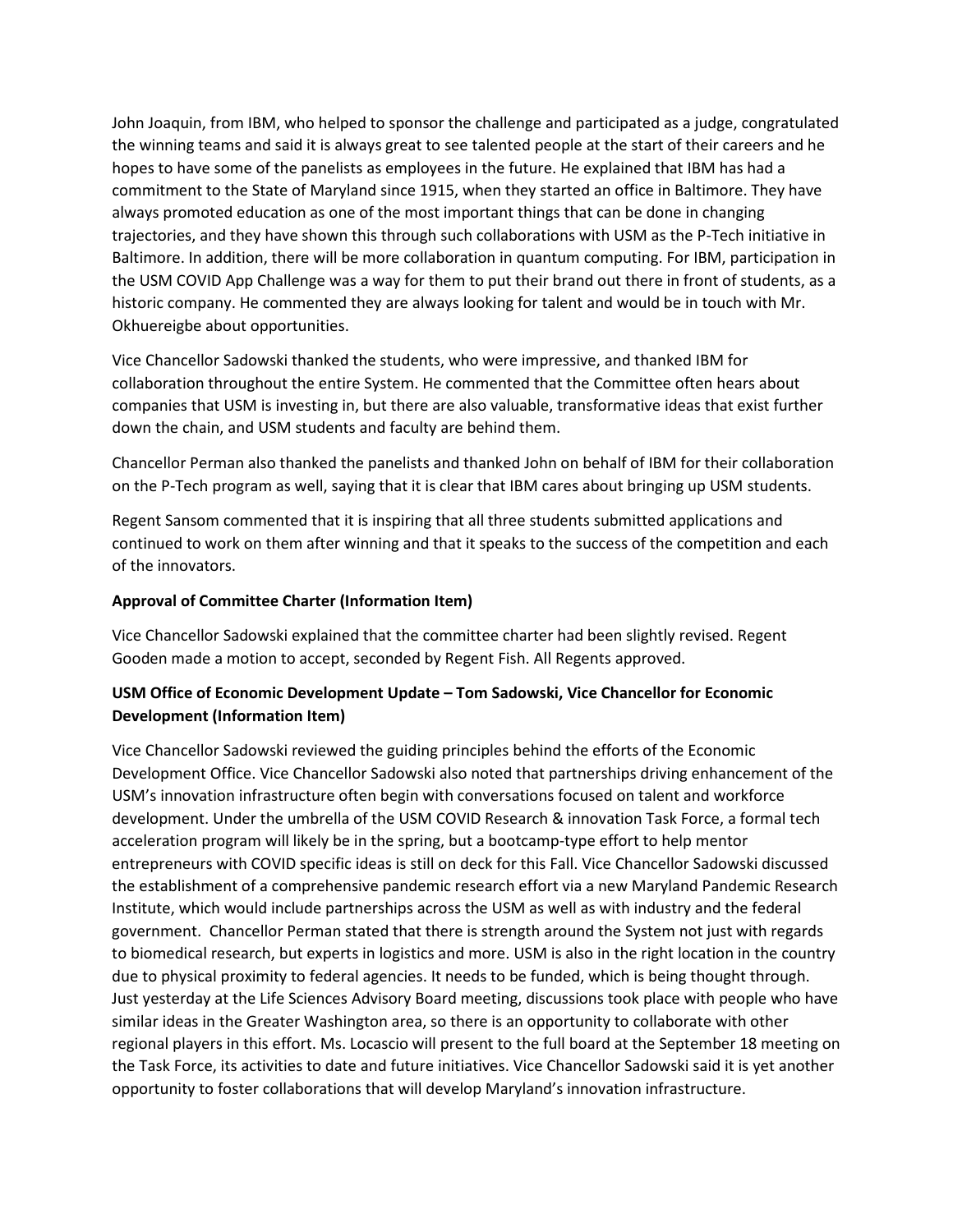John Joaquin, from IBM, who helped to sponsor the challenge and participated as a judge, congratulated the winning teams and said it is always great to see talented people at the start of their careers and he hopes to have some of the panelists as employees in the future. He explained that IBM has had a commitment to the State of Maryland since 1915, when they started an office in Baltimore. They have always promoted education as one of the most important things that can be done in changing trajectories, and they have shown this through such collaborations with USM as the P-Tech initiative in Baltimore. In addition, there will be more collaboration in quantum computing. For IBM, participation in the USM COVID App Challenge was a way for them to put their brand out there in front of students, as a historic company. He commented they are always looking for talent and would be in touch with Mr. Okhuereigbe about opportunities.

Vice Chancellor Sadowski thanked the students, who were impressive, and thanked IBM for collaboration throughout the entire System. He commented that the Committee often hears about companies that USM is investing in, but there are also valuable, transformative ideas that exist further down the chain, and USM students and faculty are behind them.

Chancellor Perman also thanked the panelists and thanked John on behalf of IBM for their collaboration on the P-Tech program as well, saying that it is clear that IBM cares about bringing up USM students.

Regent Sansom commented that it is inspiring that all three students submitted applications and continued to work on them after winning and that it speaks to the success of the competition and each of the innovators.

**Approval of Committee Charter (Information Item)**

Vice Chancellor Sadowski explained that the committee charter had been slightly revised. Regent Gooden made a motion to accept, seconded by Regent Fish. All Regents approved.

**USM Office of Economic Development Update – Tom Sadowski, Vice Chancellor for Economic Development (Information Item)**

Vice Chancellor Sadowski reviewed the guiding principles behind the efforts of the Economic Development Office. Vice Chancellor Sadowski also noted that partnerships driving enhancement of the USM's innovation infrastructure often begin with conversations focused on talent and workforce development. Under the umbrella of the USM COVID Research & innovation Task Force, a formal tech acceleration program will likely be in the spring, but a bootcamp-type effort to help mentor entrepreneurs with COVID specific ideas is still on deck for this Fall. Vice Chancellor Sadowski discussed the establishment of a comprehensive pandemic research effort via a new Maryland Pandemic Research Institute, which would include partnerships across the USM as well as with industry and the federal government. Chancellor Perman stated that there is strength around the System not just with regards to biomedical research, but experts in logistics and more. USM is also in the right location in the country due to physical proximity to federal agencies. It needs to be funded, which is being thought through. Just yesterday at the Life Sciences Advisory Board meeting, discussions took place with people who have similar ideas in the Greater Washington area, so there is an opportunity to collaborate with other regional players in this effort. Ms. Locascio will present to the full board at the September 18 meeting on the Task Force, its activities to date and future initiatives. Vice Chancellor Sadowski said it is yet another opportunity to foster collaborations that will develop Maryland's innovation infrastructure.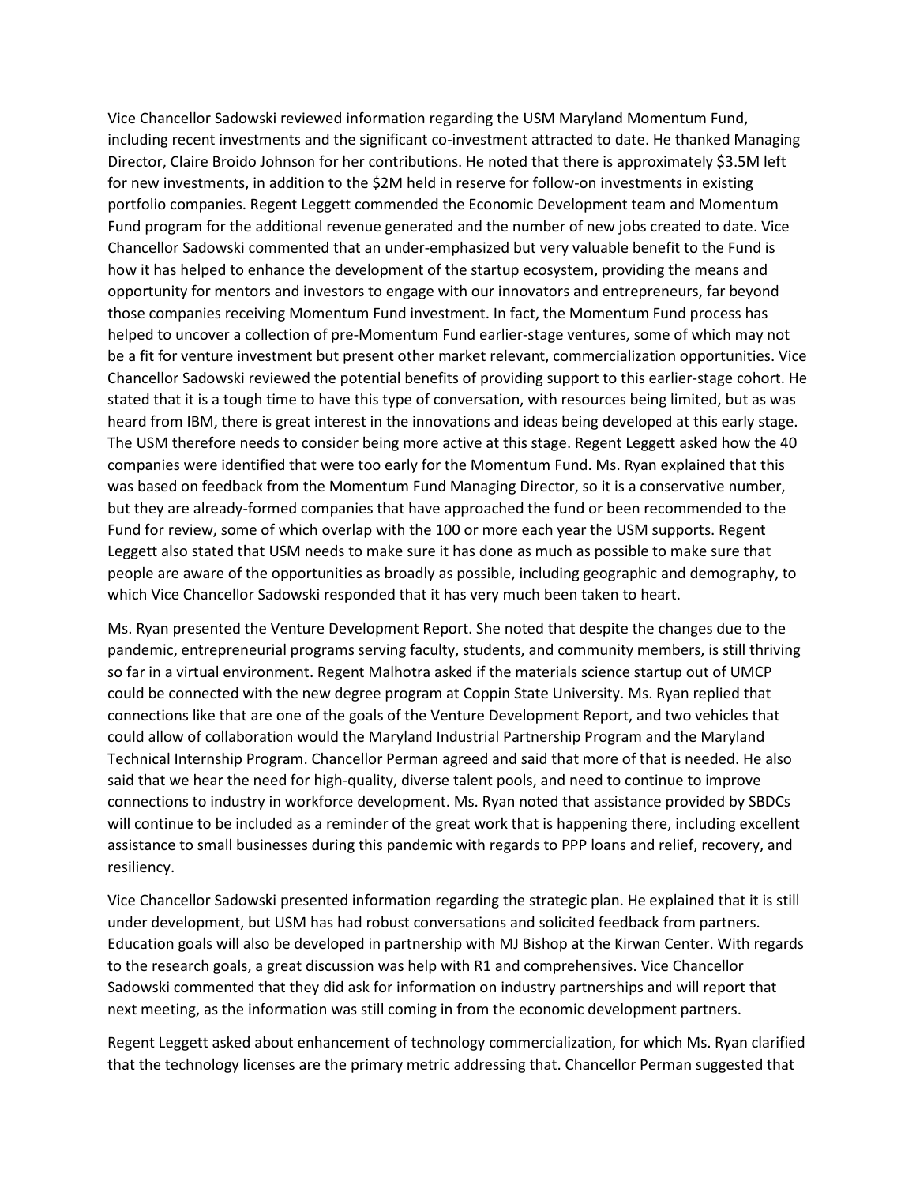Vice Chancellor Sadowski reviewed information regarding the USM Maryland Momentum Fund, including recent investments and the significant co-investment attracted to date. He thanked Managing Director, Claire Broido Johnson for her contributions. He noted that there is approximately $3.5M left for new investments, in addition to the $2M held in reserve for follow-on investments in existing portfolio companies. Regent Leggett commended the Economic Development team and Momentum Fund program for the additional revenue generated and the number of new jobs created to date. Vice Chancellor Sadowski commented that an under-emphasized but very valuable benefit to the Fund is how it has helped to enhance the development of the startup ecosystem, providing the means and opportunity for mentors and investors to engage with our innovators and entrepreneurs, far beyond those companies receiving Momentum Fund investment. In fact, the Momentum Fund process has helped to uncover a collection of pre-Momentum Fund earlier-stage ventures, some of which may not be a fit for venture investment but present other market relevant, commercialization opportunities. Vice Chancellor Sadowski reviewed the potential benefits of providing support to this earlier-stage cohort. He stated that it is a tough time to have this type of conversation, with resources being limited, but as was heard from IBM, there is great interest in the innovations and ideas being developed at this early stage. The USM therefore needs to consider being more active at this stage. Regent Leggett asked how the 40 companies were identified that were too early for the Momentum Fund. Ms. Ryan explained that this was based on feedback from the Momentum Fund Managing Director, so it is a conservative number, but they are already-formed companies that have approached the fund or been recommended to the Fund for review, some of which overlap with the 100 or more each year the USM supports. Regent Leggett also stated that USM needs to make sure it has done as much as possible to make sure that people are aware of the opportunities as broadly as possible, including geographic and demography, to which Vice Chancellor Sadowski responded that it has very much been taken to heart.

Ms. Ryan presented the Venture Development Report. She noted that despite the changes due to the pandemic, entrepreneurial programs serving faculty, students, and community members, is still thriving so far in a virtual environment. Regent Malhotra asked if the materials science startup out of UMCP could be connected with the new degree program at Coppin State University. Ms. Ryan replied that connections like that are one of the goals of the Venture Development Report, and two vehicles that could allow of collaboration would the Maryland Industrial Partnership Program and the Maryland Technical Internship Program. Chancellor Perman agreed and said that more of that is needed. He also said that we hear the need for high-quality, diverse talent pools, and need to continue to improve connections to industry in workforce development. Ms. Ryan noted that assistance provided by SBDCs will continue to be included as a reminder of the great work that is happening there, including excellent assistance to small businesses during this pandemic with regards to PPP loans and relief, recovery, and resiliency.

Vice Chancellor Sadowski presented information regarding the strategic plan. He explained that it is still under development, but USM has had robust conversations and solicited feedback from partners. Education goals will also be developed in partnership with MJ Bishop at the Kirwan Center. With regards to the research goals, a great discussion was help with R1 and comprehensives. Vice Chancellor Sadowski commented that they did ask for information on industry partnerships and will report that next meeting, as the information was still coming in from the economic development partners.

Regent Leggett asked about enhancement of technology commercialization, for which Ms. Ryan clarified that the technology licenses are the primary metric addressing that. Chancellor Perman suggested that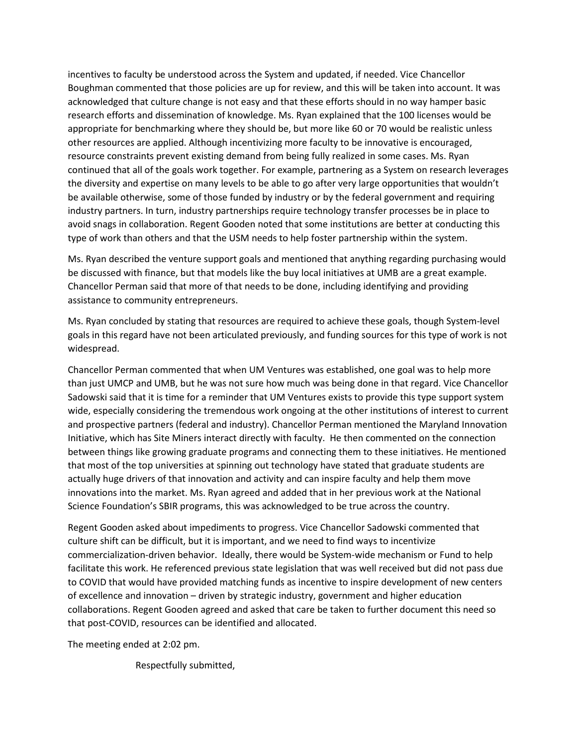incentives to faculty be understood across the System and updated, if needed. Vice Chancellor Boughman commented that those policies are up for review, and this will be taken into account. It was acknowledged that culture change is not easy and that these efforts should in no way hamper basic research efforts and dissemination of knowledge. Ms. Ryan explained that the 100 licenses would be appropriate for benchmarking where they should be, but more like 60 or 70 would be realistic unless other resources are applied. Although incentivizing more faculty to be innovative is encouraged, resource constraints prevent existing demand from being fully realized in some cases. Ms. Ryan continued that all of the goals work together. For example, partnering as a System on research leverages the diversity and expertise on many levels to be able to go after very large opportunities that wouldn't be available otherwise, some of those funded by industry or by the federal government and requiring industry partners. In turn, industry partnerships require technology transfer processes be in place to avoid snags in collaboration. Regent Gooden noted that some institutions are better at conducting this type of work than others and that the USM needs to help foster partnership within the system.

Ms. Ryan described the venture support goals and mentioned that anything regarding purchasing would be discussed with finance, but that models like the buy local initiatives at UMB are a great example. Chancellor Perman said that more of that needs to be done, including identifying and providing assistance to community entrepreneurs.

Ms. Ryan concluded by stating that resources are required to achieve these goals, though System-level goals in this regard have not been articulated previously, and funding sources for this type of work is not widespread.

Chancellor Perman commented that when UM Ventures was established, one goal was to help more than just UMCP and UMB, but he was not sure how much was being done in that regard. Vice Chancellor Sadowski said that it is time for a reminder that UM Ventures exists to provide this type support system wide, especially considering the tremendous work ongoing at the other institutions of interest to current and prospective partners (federal and industry). Chancellor Perman mentioned the Maryland Innovation Initiative, which has Site Miners interact directly with faculty. He then commented on the connection between things like growing graduate programs and connecting them to these initiatives. He mentioned that most of the top universities at spinning out technology have stated that graduate students are actually huge drivers of that innovation and activity and can inspire faculty and help them move innovations into the market. Ms. Ryan agreed and added that in her previous work at the National Science Foundation's SBIR programs, this was acknowledged to be true across the country.

Regent Gooden asked about impediments to progress. Vice Chancellor Sadowski commented that culture shift can be difficult, but it is important, and we need to find ways to incentivize commercialization-driven behavior. Ideally, there would be System-wide mechanism or Fund to help facilitate this work. He referenced previous state legislation that was well received but did not pass due to COVID that would have provided matching funds as incentive to inspire development of new centers of excellence and innovation – driven by strategic industry, government and higher education collaborations. Regent Gooden agreed and asked that care be taken to further document this need so that post-COVID, resources can be identified and allocated.

The meeting ended at 2:02 pm.

Respectfully submitted,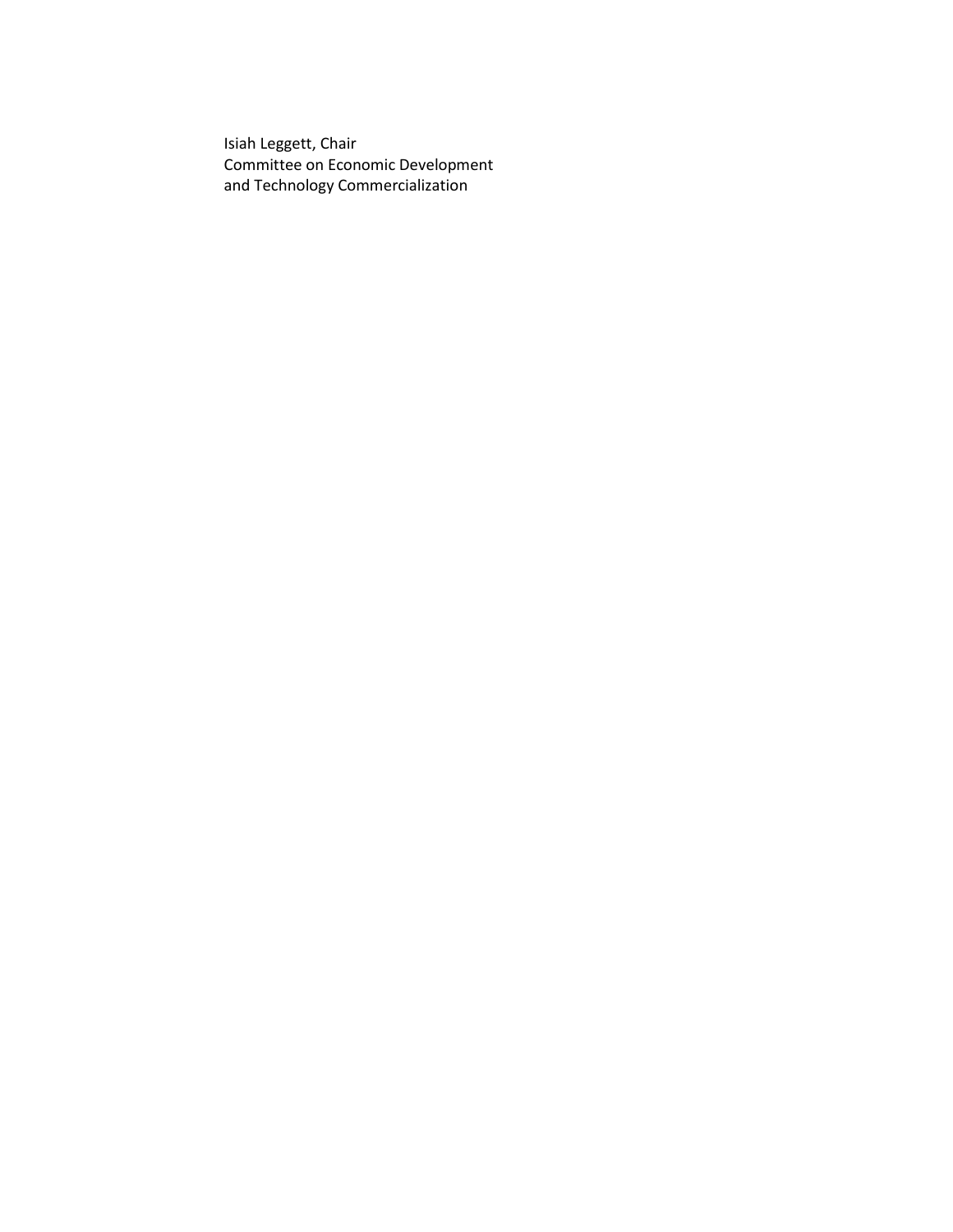Isiah Leggett, Chair
Committee on Economic Development
and Technology Commercialization